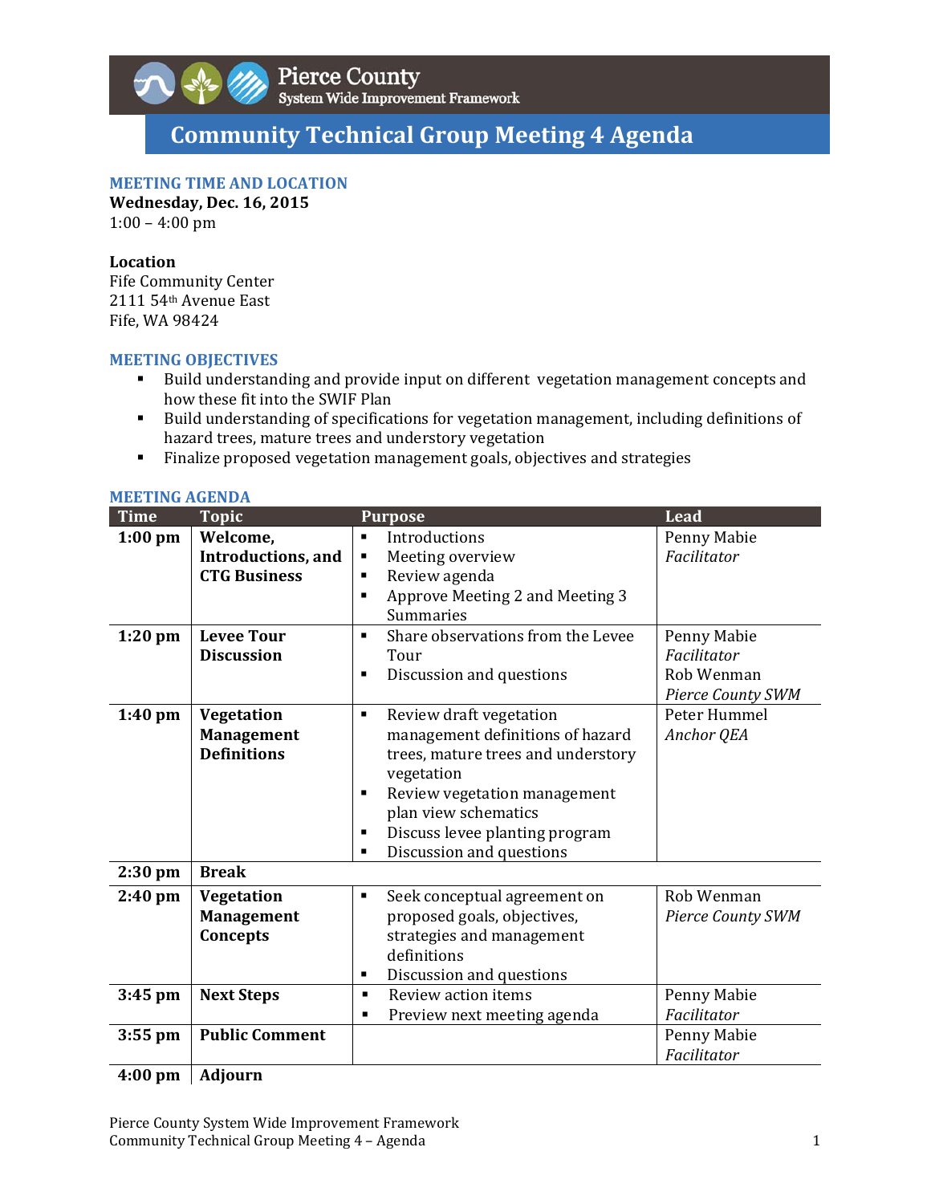Pierce County
System Wide Improvement Framework

# Community Technical Group Meeting 4 Agenda

## MEETING TIME AND LOCATION

**Wednesday, Dec. 16, 2015**
1:00 – 4:00 pm

**Location**
Fife Community Center
2111 54th Avenue East
Fife, WA 98424

## MEETING OBJECTIVES

- Build understanding and provide input on different vegetation management concepts and how these fit into the SWIF Plan
- Build understanding of specifications for vegetation management, including definitions of hazard trees, mature trees and understory vegetation
- Finalize proposed vegetation management goals, objectives and strategies

## MEETING AGENDA

| Time | Topic | Purpose | Lead |
|---|---|---|---|
| **1:00 pm** | **Welcome, Introductions, and CTG Business** | ▪ Introductions<br>▪ Meeting overview<br>▪ Review agenda<br>▪ Approve Meeting 2 and Meeting 3 Summaries | Penny Mabie<br>*Facilitator* |
| **1:20 pm** | **Levee Tour Discussion** | ▪ Share observations from the Levee Tour<br>▪ Discussion and questions | Penny Mabie<br>*Facilitator*<br>Rob Wenman<br>*Pierce County SWM* |
| **1:40 pm** | **Vegetation Management Definitions** | ▪ Review draft vegetation management definitions of hazard trees, mature trees and understory vegetation<br>▪ Review vegetation management plan view schematics<br>▪ Discuss levee planting program<br>▪ Discussion and questions | Peter Hummel<br>*Anchor QEA* |
| **2:30 pm** | **Break** | | |
| **2:40 pm** | **Vegetation Management Concepts** | ▪ Seek conceptual agreement on proposed goals, objectives, strategies and management definitions<br>▪ Discussion and questions | Rob Wenman<br>*Pierce County SWM* |
| **3:45 pm** | **Next Steps** | ▪ Review action items<br>▪ Preview next meeting agenda | Penny Mabie<br>*Facilitator* |
| **3:55 pm** | **Public Comment** | | Penny Mabie<br>*Facilitator* |
| **4:00 pm** | **Adjourn** | | |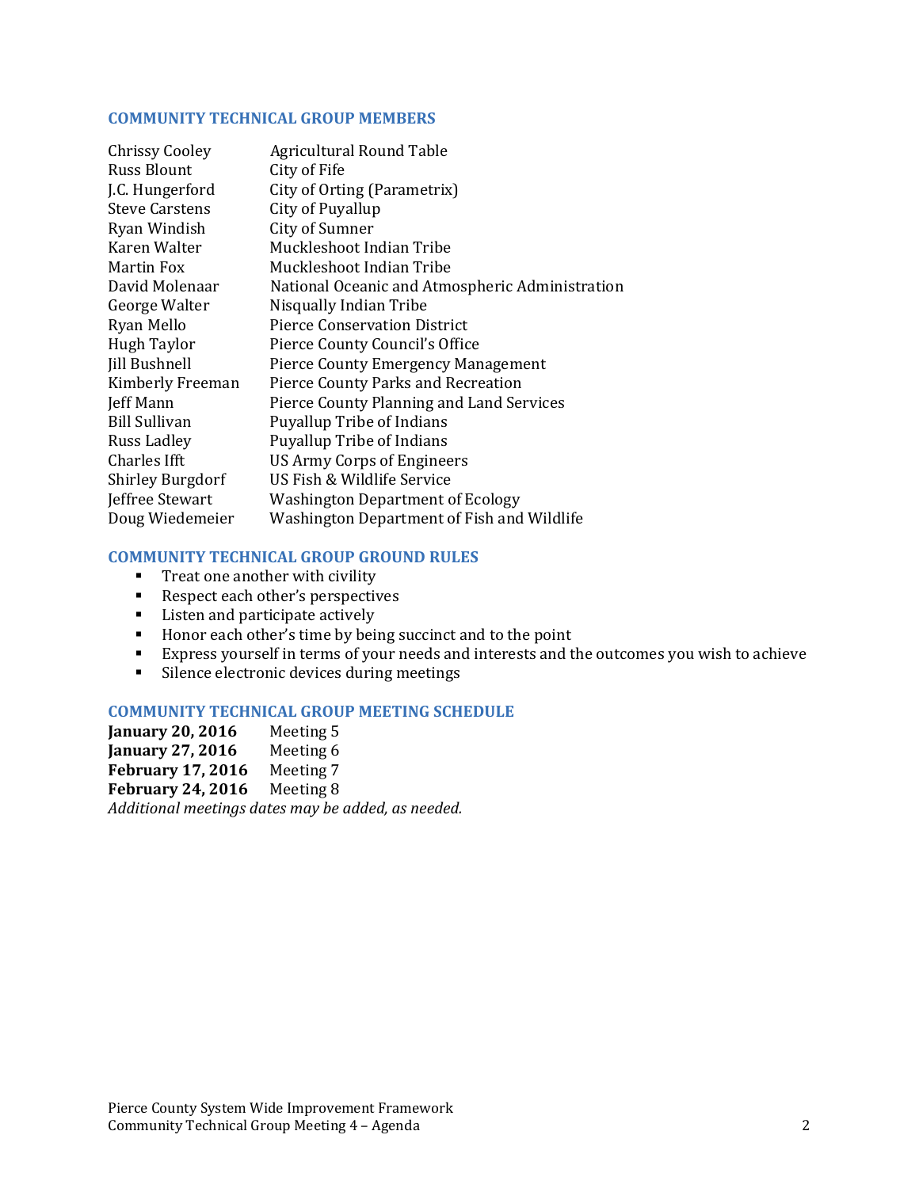## COMMUNITY TECHNICAL GROUP MEMBERS

| | |
|---|---|
| Chrissy Cooley | Agricultural Round Table |
| Russ Blount | City of Fife |
| J.C. Hungerford | City of Orting (Parametrix) |
| Steve Carstens | City of Puyallup |
| Ryan Windish | City of Sumner |
| Karen Walter | Muckleshoot Indian Tribe |
| Martin Fox | Muckleshoot Indian Tribe |
| David Molenaar | National Oceanic and Atmospheric Administration |
| George Walter | Nisqually Indian Tribe |
| Ryan Mello | Pierce Conservation District |
| Hugh Taylor | Pierce County Council's Office |
| Jill Bushnell | Pierce County Emergency Management |
| Kimberly Freeman | Pierce County Parks and Recreation |
| Jeff Mann | Pierce County Planning and Land Services |
| Bill Sullivan | Puyallup Tribe of Indians |
| Russ Ladley | Puyallup Tribe of Indians |
| Charles Ifft | US Army Corps of Engineers |
| Shirley Burgdorf | US Fish & Wildlife Service |
| Jeffree Stewart | Washington Department of Ecology |
| Doug Wiedemeier | Washington Department of Fish and Wildlife |

## COMMUNITY TECHNICAL GROUP GROUND RULES

- Treat one another with civility
- Respect each other's perspectives
- Listen and participate actively
- Honor each other's time by being succinct and to the point
- Express yourself in terms of your needs and interests and the outcomes you wish to achieve
- Silence electronic devices during meetings

## COMMUNITY TECHNICAL GROUP MEETING SCHEDULE

**January 20, 2016** Meeting 5
**January 27, 2016** Meeting 6
**February 17, 2016** Meeting 7
**February 24, 2016** Meeting 8

*Additional meetings dates may be added, as needed.*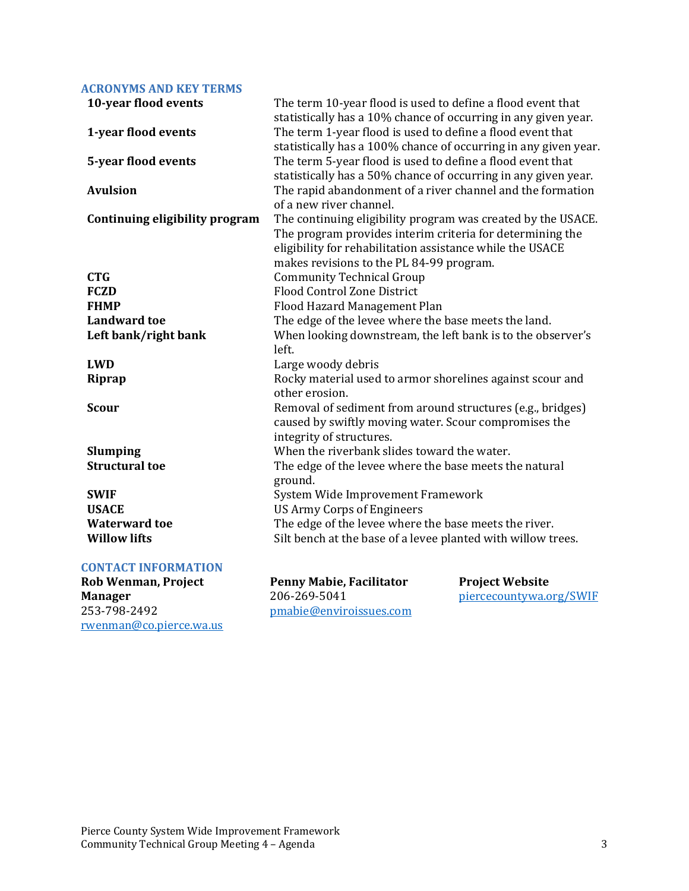## ACRONYMS AND KEY TERMS

| | |
|---|---|
| **10-year flood events** | The term 10-year flood is used to define a flood event that statistically has a 10% chance of occurring in any given year. |
| **1-year flood events** | The term 1-year flood is used to define a flood event that statistically has a 100% chance of occurring in any given year. |
| **5-year flood events** | The term 5-year flood is used to define a flood event that statistically has a 50% chance of occurring in any given year. |
| **Avulsion** | The rapid abandonment of a river channel and the formation of a new river channel. |
| **Continuing eligibility program** | The continuing eligibility program was created by the USACE. The program provides interim criteria for determining the eligibility for rehabilitation assistance while the USACE makes revisions to the PL 84-99 program. |
| **CTG** | Community Technical Group |
| **FCZD** | Flood Control Zone District |
| **FHMP** | Flood Hazard Management Plan |
| **Landward toe** | The edge of the levee where the base meets the land. |
| **Left bank/right bank** | When looking downstream, the left bank is to the observer's left. |
| **LWD** | Large woody debris |
| **Riprap** | Rocky material used to armor shorelines against scour and other erosion. |
| **Scour** | Removal of sediment from around structures (e.g., bridges) caused by swiftly moving water. Scour compromises the integrity of structures. |
| **Slumping** | When the riverbank slides toward the water. |
| **Structural toe** | The edge of the levee where the base meets the natural ground. |
| **SWIF** | System Wide Improvement Framework |
| **USACE** | US Army Corps of Engineers |
| **Waterward toe** | The edge of the levee where the base meets the river. |
| **Willow lifts** | Silt bench at the base of a levee planted with willow trees. |

## CONTACT INFORMATION

**Rob Wenman, Project Manager**
253-798-2492
rwenman@co.pierce.wa.us

**Penny Mabie, Facilitator**
206-269-5041
pmabie@enviroissues.com

**Project Website**
piercecountywa.org/SWIF